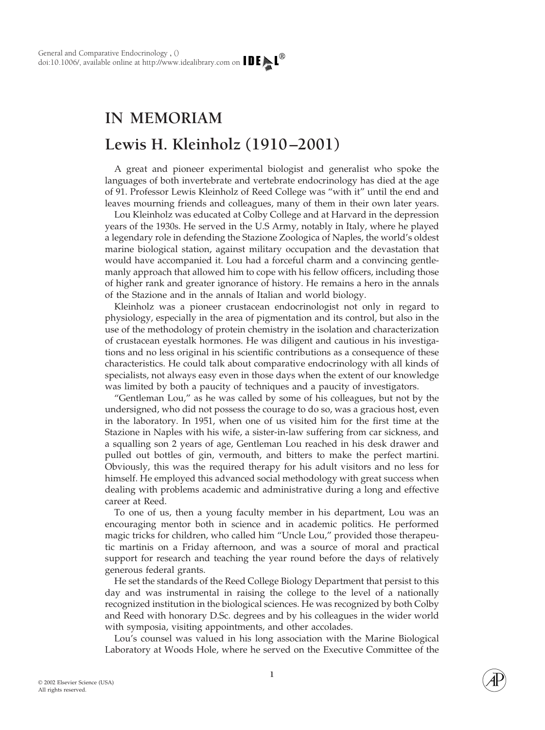# IN MEMORIAM

## Lewis H. Kleinholz (1910–2001)

A great and pioneer experimental biologist and generalist who spoke the languages of both invertebrate and vertebrate endocrinology has died at the age of 91. Professor Lewis Kleinholz of Reed College was "with it" until the end and leaves mourning friends and colleagues, many of them in their own later years.

Lou Kleinholz was educated at Colby College and at Harvard in the depression years of the 1930s. He served in the U.S Army, notably in Italy, where he played a legendary role in defending the Stazione Zoologica of Naples, the world's oldest marine biological station, against military occupation and the devastation that would have accompanied it. Lou had a forceful charm and a convincing gentlemanly approach that allowed him to cope with his fellow officers, including those of higher rank and greater ignorance of history. He remains a hero in the annals of the Stazione and in the annals of Italian and world biology.

Kleinholz was a pioneer crustacean endocrinologist not only in regard to physiology, especially in the area of pigmentation and its control, but also in the use of the methodology of protein chemistry in the isolation and characterization of crustacean eyestalk hormones. He was diligent and cautious in his investigations and no less original in his scientific contributions as a consequence of these characteristics. He could talk about comparative endocrinology with all kinds of specialists, not always easy even in those days when the extent of our knowledge was limited by both a paucity of techniques and a paucity of investigators.

"Gentleman Lou," as he was called by some of his colleagues, but not by the undersigned, who did not possess the courage to do so, was a gracious host, even in the laboratory. In 1951, when one of us visited him for the first time at the Stazione in Naples with his wife, a sister-in-law suffering from car sickness, and a squalling son 2 years of age, Gentleman Lou reached in his desk drawer and pulled out bottles of gin, vermouth, and bitters to make the perfect martini. Obviously, this was the required therapy for his adult visitors and no less for himself. He employed this advanced social methodology with great success when dealing with problems academic and administrative during a long and effective career at Reed.

To one of us, then a young faculty member in his department, Lou was an encouraging mentor both in science and in academic politics. He performed magic tricks for children, who called him "Uncle Lou," provided those therapeutic martinis on a Friday afternoon, and was a source of moral and practical support for research and teaching the year round before the days of relatively generous federal grants.

He set the standards of the Reed College Biology Department that persist to this day and was instrumental in raising the college to the level of a nationally recognized institution in the biological sciences. He was recognized by both Colby and Reed with honorary D.Sc. degrees and by his colleagues in the wider world with symposia, visiting appointments, and other accolades.

Lou's counsel was valued in his long association with the Marine Biological Laboratory at Woods Hole, where he served on the Executive Committee of the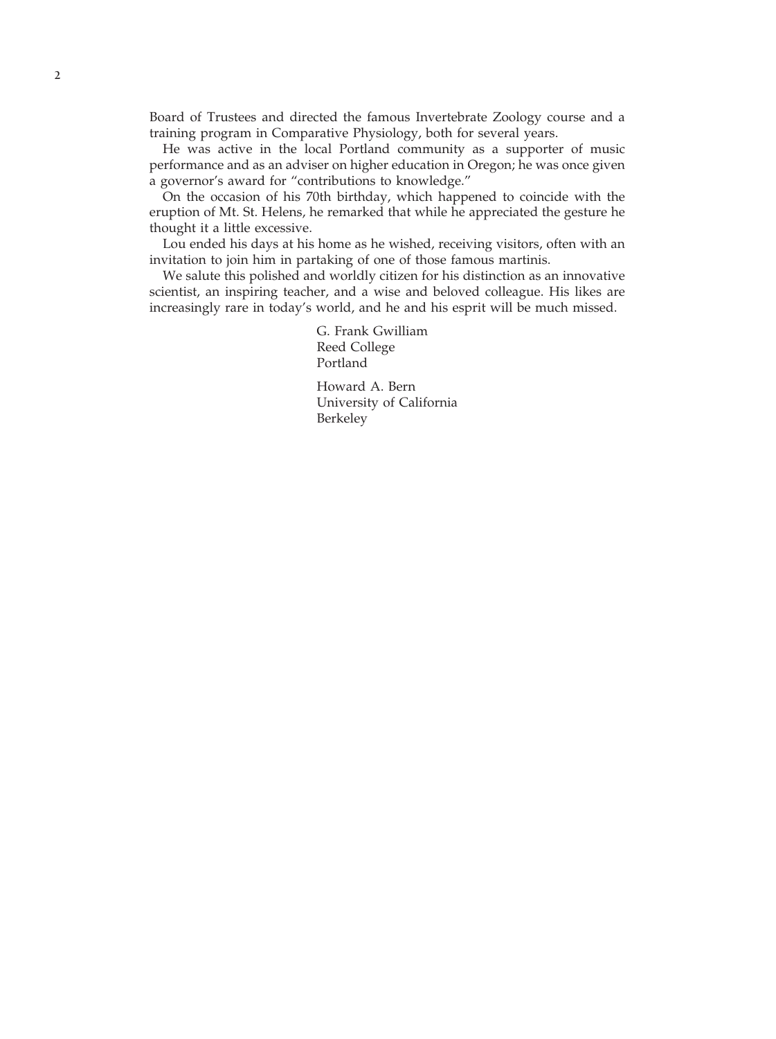Board of Trustees and directed the famous Invertebrate Zoology course and a training program in Comparative Physiology, both for several years.

He was active in the local Portland community as a supporter of music performance and as an adviser on higher education in Oregon; he was once given a governor's award for "contributions to knowledge."

On the occasion of his 70th birthday, which happened to coincide with the eruption of Mt. St. Helens, he remarked that while he appreciated the gesture he thought it a little excessive.

Lou ended his days at his home as he wished, receiving visitors, often with an invitation to join him in partaking of one of those famous martinis.

We salute this polished and worldly citizen for his distinction as an innovative scientist, an inspiring teacher, and a wise and beloved colleague. His likes are increasingly rare in today's world, and he and his esprit will be much missed.

G. Frank Gwilliam
Reed College
Portland

Howard A. Bern
University of California
Berkeley